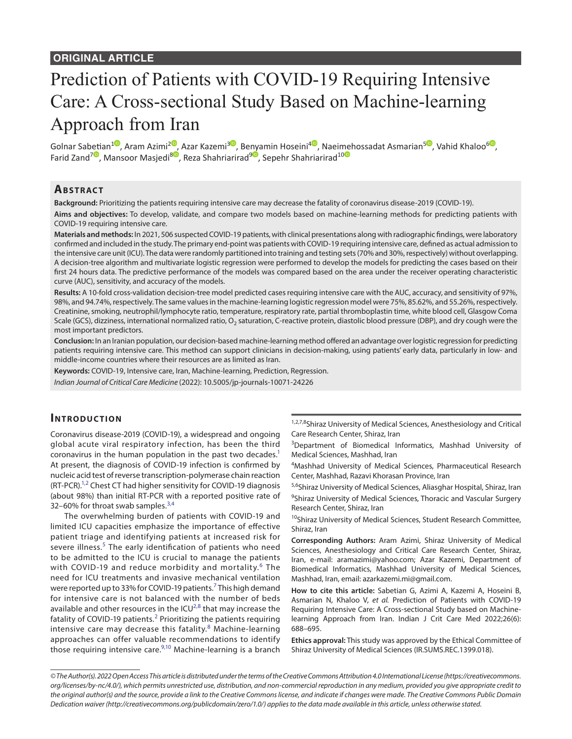**ORIGINAL ARTICLE**

# Prediction of Patients with COVID-19 Requiring Intensive Care: A Cross-sectional Study Based on Machine-learning Approach from Iran

Golnar Sabetian[1], Aram Azimi[2], Azar Kazemi[3], Benyamin Hoseini[4], Naeimehossadat Asmarian[5], Vahid Khaloo[6], Farid Zand[7], Mansoor Masjedi[8], Reza Shahriarirad[9], Sepehr Shahriarirad[10]

## Abstract

**Background:** Prioritizing the patients requiring intensive care may decrease the fatality of coronavirus disease-2019 (COVID-19).

**Aims and objectives:** To develop, validate, and compare two models based on machine-learning methods for predicting patients with COVID-19 requiring intensive care.

**Materials and methods:** In 2021, 506 suspected COVID-19 patients, with clinical presentations along with radiographic findings, were laboratory confirmed and included in the study. The primary end-point was patients with COVID-19 requiring intensive care, defined as actual admission to the intensive care unit (ICU). The data were randomly partitioned into training and testing sets (70% and 30%, respectively) without overlapping. A decision-tree algorithm and multivariate logistic regression were performed to develop the models for predicting the cases based on their first 24 hours data. The predictive performance of the models was compared based on the area under the receiver operating characteristic curve (AUC), sensitivity, and accuracy of the models.

**Results:** A 10-fold cross-validation decision-tree model predicted cases requiring intensive care with the AUC, accuracy, and sensitivity of 97%, 98%, and 94.74%, respectively. The same values in the machine-learning logistic regression model were 75%, 85.62%, and 55.26%, respectively. Creatinine, smoking, neutrophil/lymphocyte ratio, temperature, respiratory rate, partial thromboplastin time, white blood cell, Glasgow Coma Scale (GCS), dizziness, international normalized ratio, $O_2$ saturation, C-reactive protein, diastolic blood pressure (DBP), and dry cough were the most important predictors.

**Conclusion:** In an Iranian population, our decision-based machine-learning method offered an advantage over logistic regression for predicting patients requiring intensive care. This method can support clinicians in decision-making, using patients' early data, particularly in low- and middle-income countries where their resources are as limited as Iran.

**Keywords:** COVID-19, Intensive care, Iran, Machine-learning, Prediction, Regression.

*Indian Journal of Critical Care Medicine* (2022): 10.5005/jp-journals-10071-24226

## Introduction

Coronavirus disease-2019 (COVID-19), a widespread and ongoing global acute viral respiratory infection, has been the third coronavirus in the human population in the past two decades.[1] At present, the diagnosis of COVID-19 infection is confirmed by nucleic acid test of reverse transcription-polymerase chain reaction (RT-PCR).[1,2] Chest CT had higher sensitivity for COVID-19 diagnosis (about 98%) than initial RT-PCR with a reported positive rate of 32–60% for throat swab samples.[3,4]

The overwhelming burden of patients with COVID-19 and limited ICU capacities emphasize the importance of effective patient triage and identifying patients at increased risk for severe illness.[5] The early identification of patients who need to be admitted to the ICU is crucial to manage the patients with COVID-19 and reduce morbidity and mortality.[6] The need for ICU treatments and invasive mechanical ventilation were reported up to 33% for COVID-19 patients.[7] This high demand for intensive care is not balanced with the number of beds available and other resources in the ICU[2,8] that may increase the fatality of COVID-19 patients.[2] Prioritizing the patients requiring intensive care may decrease this fatality.[8] Machine-learning approaches can offer valuable recommendations to identify those requiring intensive care.[9,10] Machine-learning is a branch

[1,2,7,8]Shiraz University of Medical Sciences, Anesthesiology and Critical Care Research Center, Shiraz, Iran

[3]Department of Biomedical Informatics, Mashhad University of Medical Sciences, Mashhad, Iran

[4]Mashhad University of Medical Sciences, Pharmaceutical Research Center, Mashhad, Razavi Khorasan Province, Iran

[5,6]Shiraz University of Medical Sciences, Aliasghar Hospital, Shiraz, Iran

[9]Shiraz University of Medical Sciences, Thoracic and Vascular Surgery Research Center, Shiraz, Iran

[10]Shiraz University of Medical Sciences, Student Research Committee, Shiraz, Iran

**Corresponding Authors:** Aram Azimi, Shiraz University of Medical Sciences, Anesthesiology and Critical Care Research Center, Shiraz, Iran, e-mail: aramazimi@yahoo.com; Azar Kazemi, Department of Biomedical Informatics, Mashhad University of Medical Sciences, Mashhad, Iran, email: azarkazemi.mi@gmail.com.

**How to cite this article:** Sabetian G, Azimi A, Kazemi A, Hoseini B, Asmarian N, Khaloo V, *et al.* Prediction of Patients with COVID-19 Requiring Intensive Care: A Cross-sectional Study based on Machine-learning Approach from Iran. Indian J Crit Care Med 2022;26(6): 688–695.

**Ethics approval:** This study was approved by the Ethical Committee of Shiraz University of Medical Sciences (IR.SUMS.REC.1399.018).

*© The Author(s). 2022 Open Access This article is distributed under the terms of the Creative Commons Attribution 4.0 International License (https://creativecommons.org/licenses/by-nc/4.0/), which permits unrestricted use, distribution, and non-commercial reproduction in any medium, provided you give appropriate credit to the original author(s) and the source, provide a link to the Creative Commons license, and indicate if changes were made. The Creative Commons Public Domain Dedication waiver (http://creativecommons.org/publicdomain/zero/1.0/) applies to the data made available in this article, unless otherwise stated.*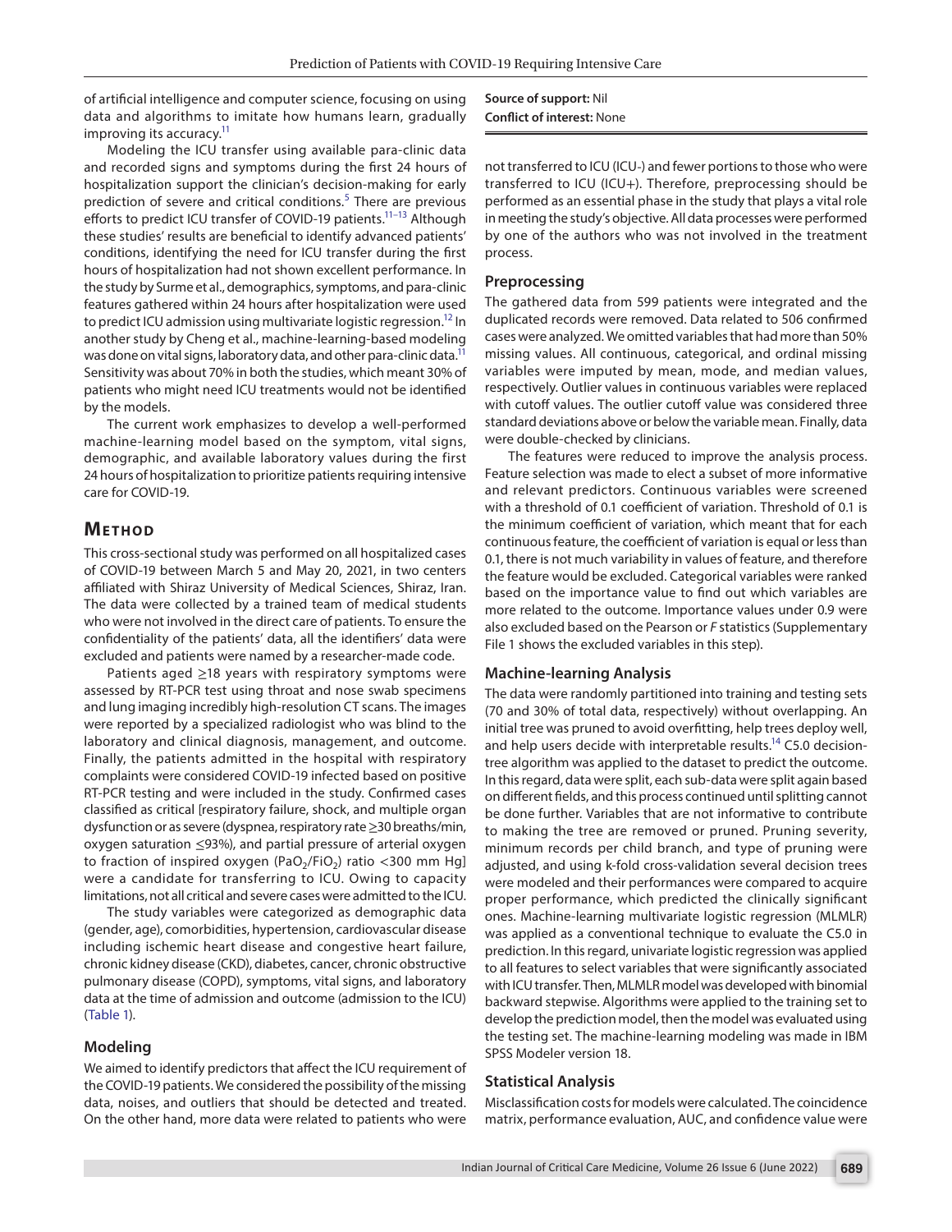of artificial intelligence and computer science, focusing on using data and algorithms to imitate how humans learn, gradually improving its accuracy.[11]

Modeling the ICU transfer using available para-clinic data and recorded signs and symptoms during the first 24 hours of hospitalization support the clinician's decision-making for early prediction of severe and critical conditions.[5] There are previous efforts to predict ICU transfer of COVID-19 patients.[11–13] Although these studies' results are beneficial to identify advanced patients' conditions, identifying the need for ICU transfer during the first hours of hospitalization had not shown excellent performance. In the study by Surme et al., demographics, symptoms, and para-clinic features gathered within 24 hours after hospitalization were used to predict ICU admission using multivariate logistic regression.[12] In another study by Cheng et al., machine-learning-based modeling was done on vital signs, laboratory data, and other para-clinic data.[11] Sensitivity was about 70% in both the studies, which meant 30% of patients who might need ICU treatments would not be identified by the models.

The current work emphasizes to develop a well-performed machine-learning model based on the symptom, vital signs, demographic, and available laboratory values during the first 24 hours of hospitalization to prioritize patients requiring intensive care for COVID-19.

## Method

This cross-sectional study was performed on all hospitalized cases of COVID-19 between March 5 and May 20, 2021, in two centers affiliated with Shiraz University of Medical Sciences, Shiraz, Iran. The data were collected by a trained team of medical students who were not involved in the direct care of patients. To ensure the confidentiality of the patients' data, all the identifiers' data were excluded and patients were named by a researcher-made code.

Patients aged ≥18 years with respiratory symptoms were assessed by RT-PCR test using throat and nose swab specimens and lung imaging incredibly high-resolution CT scans. The images were reported by a specialized radiologist who was blind to the laboratory and clinical diagnosis, management, and outcome. Finally, the patients admitted in the hospital with respiratory complaints were considered COVID-19 infected based on positive RT-PCR testing and were included in the study. Confirmed cases classified as critical [respiratory failure, shock, and multiple organ dysfunction or as severe (dyspnea, respiratory rate ≥30 breaths/min, oxygen saturation ≤93%), and partial pressure of arterial oxygen to fraction of inspired oxygen ($PaO_2/FiO_2$) ratio <300 mm Hg] were a candidate for transferring to ICU. Owing to capacity limitations, not all critical and severe cases were admitted to the ICU.

The study variables were categorized as demographic data (gender, age), comorbidities, hypertension, cardiovascular disease including ischemic heart disease and congestive heart failure, chronic kidney disease (CKD), diabetes, cancer, chronic obstructive pulmonary disease (COPD), symptoms, vital signs, and laboratory data at the time of admission and outcome (admission to the ICU) (Table 1).

### Modeling

We aimed to identify predictors that affect the ICU requirement of the COVID-19 patients. We considered the possibility of the missing data, noises, and outliers that should be detected and treated. On the other hand, more data were related to patients who were not transferred to ICU (ICU-) and fewer portions to those who were transferred to ICU (ICU+). Therefore, preprocessing should be performed as an essential phase in the study that plays a vital role in meeting the study's objective. All data processes were performed by one of the authors who was not involved in the treatment process.

**Source of support:** Nil
**Conflict of interest:** None

### Preprocessing

The gathered data from 599 patients were integrated and the duplicated records were removed. Data related to 506 confirmed cases were analyzed. We omitted variables that had more than 50% missing values. All continuous, categorical, and ordinal missing variables were imputed by mean, mode, and median values, respectively. Outlier values in continuous variables were replaced with cutoff values. The outlier cutoff value was considered three standard deviations above or below the variable mean. Finally, data were double-checked by clinicians.

The features were reduced to improve the analysis process. Feature selection was made to elect a subset of more informative and relevant predictors. Continuous variables were screened with a threshold of 0.1 coefficient of variation. Threshold of 0.1 is the minimum coefficient of variation, which meant that for each continuous feature, the coefficient of variation is equal or less than 0.1, there is not much variability in values of feature, and therefore the feature would be excluded. Categorical variables were ranked based on the importance value to find out which variables are more related to the outcome. Importance values under 0.9 were also excluded based on the Pearson or *F* statistics (Supplementary File 1 shows the excluded variables in this step).

### Machine-learning Analysis

The data were randomly partitioned into training and testing sets (70 and 30% of total data, respectively) without overlapping. An initial tree was pruned to avoid overfitting, help trees deploy well, and help users decide with interpretable results.[14] C5.0 decision-tree algorithm was applied to the dataset to predict the outcome. In this regard, data were split, each sub-data were split again based on different fields, and this process continued until splitting cannot be done further. Variables that are not informative to contribute to making the tree are removed or pruned. Pruning severity, minimum records per child branch, and type of pruning were adjusted, and using k-fold cross-validation several decision trees were modeled and their performances were compared to acquire proper performance, which predicted the clinically significant ones. Machine-learning multivariate logistic regression (MLMLR) was applied as a conventional technique to evaluate the C5.0 in prediction. In this regard, univariate logistic regression was applied to all features to select variables that were significantly associated with ICU transfer. Then, MLMLR model was developed with binomial backward stepwise. Algorithms were applied to the training set to develop the prediction model, then the model was evaluated using the testing set. The machine-learning modeling was made in IBM SPSS Modeler version 18.

### Statistical Analysis

Misclassification costs for models were calculated. The coincidence matrix, performance evaluation, AUC, and confidence value were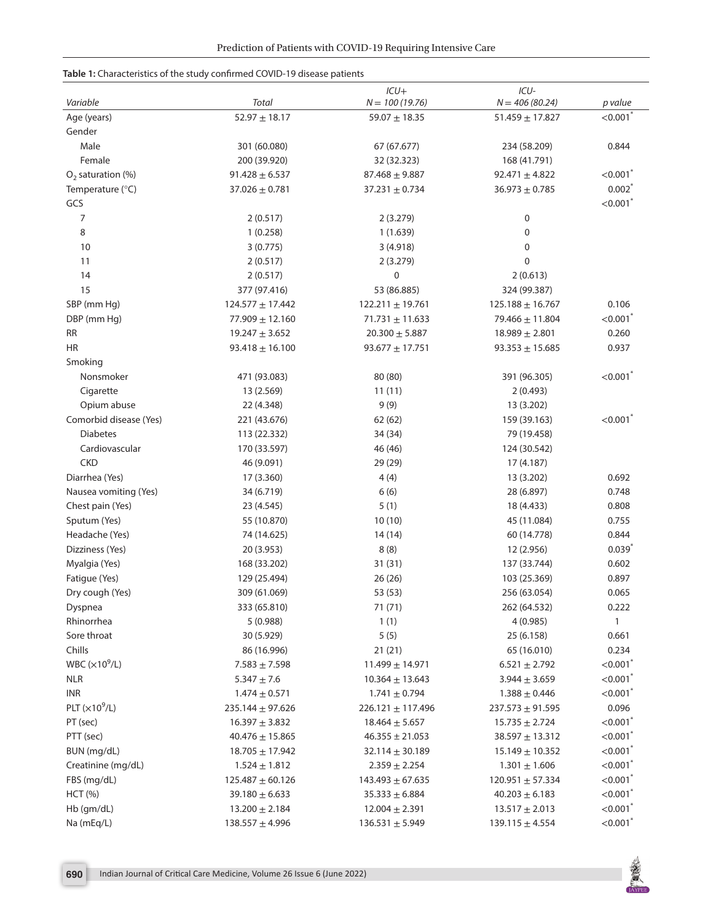**Table 1:** Characteristics of the study confirmed COVID-19 disease patients

| *Variable* | *Total* | *ICU+* *N = 100 (19.76)* | *ICU-* *N = 406 (80.24)* | *p value* |
|---|---|---|---|---|
| Age (years) | 52.97 ± 18.17 | 59.07 ± 18.35 | 51.459 ± 17.827 | <0.001* |
| Gender | | | | |
| Male | 301 (60.080) | 67 (67.677) | 234 (58.209) | 0.844 |
| Female | 200 (39.920) | 32 (32.323) | 168 (41.791) | |
| $O_2$ saturation (%) | 91.428 ± 6.537 | 87.468 ± 9.887 | 92.471 ± 4.822 | <0.001* |
| Temperature (°C) | 37.026 ± 0.781 | 37.231 ± 0.734 | 36.973 ± 0.785 | 0.002* |
| GCS | | | | <0.001* |
| 7 | 2 (0.517) | 2 (3.279) | 0 | |
| 8 | 1 (0.258) | 1 (1.639) | 0 | |
| 10 | 3 (0.775) | 3 (4.918) | 0 | |
| 11 | 2 (0.517) | 2 (3.279) | 0 | |
| 14 | 2 (0.517) | 0 | 2 (0.613) | |
| 15 | 377 (97.416) | 53 (86.885) | 324 (99.387) | |
| SBP (mm Hg) | 124.577 ± 17.442 | 122.211 ± 19.761 | 125.188 ± 16.767 | 0.106 |
| DBP (mm Hg) | 77.909 ± 12.160 | 71.731 ± 11.633 | 79.466 ± 11.804 | <0.001* |
| RR | 19.247 ± 3.652 | 20.300 ± 5.887 | 18.989 ± 2.801 | 0.260 |
| HR | 93.418 ± 16.100 | 93.677 ± 17.751 | 93.353 ± 15.685 | 0.937 |
| Smoking | | | | |
| Nonsmoker | 471 (93.083) | 80 (80) | 391 (96.305) | <0.001* |
| Cigarette | 13 (2.569) | 11 (11) | 2 (0.493) | |
| Opium abuse | 22 (4.348) | 9 (9) | 13 (3.202) | |
| Comorbid disease (Yes) | 221 (43.676) | 62 (62) | 159 (39.163) | <0.001* |
| Diabetes | 113 (22.332) | 34 (34) | 79 (19.458) | |
| Cardiovascular | 170 (33.597) | 46 (46) | 124 (30.542) | |
| CKD | 46 (9.091) | 29 (29) | 17 (4.187) | |
| Diarrhea (Yes) | 17 (3.360) | 4 (4) | 13 (3.202) | 0.692 |
| Nausea vomiting (Yes) | 34 (6.719) | 6 (6) | 28 (6.897) | 0.748 |
| Chest pain (Yes) | 23 (4.545) | 5 (1) | 18 (4.433) | 0.808 |
| Sputum (Yes) | 55 (10.870) | 10 (10) | 45 (11.084) | 0.755 |
| Headache (Yes) | 74 (14.625) | 14 (14) | 60 (14.778) | 0.844 |
| Dizziness (Yes) | 20 (3.953) | 8 (8) | 12 (2.956) | 0.039* |
| Myalgia (Yes) | 168 (33.202) | 31 (31) | 137 (33.744) | 0.602 |
| Fatigue (Yes) | 129 (25.494) | 26 (26) | 103 (25.369) | 0.897 |
| Dry cough (Yes) | 309 (61.069) | 53 (53) | 256 (63.054) | 0.065 |
| Dyspnea | 333 (65.810) | 71 (71) | 262 (64.532) | 0.222 |
| Rhinorrhea | 5 (0.988) | 1 (1) | 4 (0.985) | 1 |
| Sore throat | 30 (5.929) | 5 (5) | 25 (6.158) | 0.661 |
| Chills | 86 (16.996) | 21 (21) | 65 (16.010) | 0.234 |
| WBC ($\times 10^9$/L) | 7.583 ± 7.598 | 11.499 ± 14.971 | 6.521 ± 2.792 | <0.001* |
| NLR | 5.347 ± 7.6 | 10.364 ± 13.643 | 3.944 ± 3.659 | <0.001* |
| INR | 1.474 ± 0.571 | 1.741 ± 0.794 | 1.388 ± 0.446 | <0.001* |
| PLT ($\times 10^9$/L) | 235.144 ± 97.626 | 226.121 ± 117.496 | 237.573 ± 91.595 | 0.096 |
| PT (sec) | 16.397 ± 3.832 | 18.464 ± 5.657 | 15.735 ± 2.724 | <0.001* |
| PTT (sec) | 40.476 ± 15.865 | 46.355 ± 21.053 | 38.597 ± 13.312 | <0.001* |
| BUN (mg/dL) | 18.705 ± 17.942 | 32.114 ± 30.189 | 15.149 ± 10.352 | <0.001* |
| Creatinine (mg/dL) | 1.524 ± 1.812 | 2.359 ± 2.254 | 1.301 ± 1.606 | <0.001* |
| FBS (mg/dL) | 125.487 ± 60.126 | 143.493 ± 67.635 | 120.951 ± 57.334 | <0.001* |
| HCT (%) | 39.180 ± 6.633 | 35.333 ± 6.884 | 40.203 ± 6.183 | <0.001* |
| Hb (gm/dL) | 13.200 ± 2.184 | 12.004 ± 2.391 | 13.517 ± 2.013 | <0.001* |
| Na (mEq/L) | 138.557 ± 4.996 | 136.531 ± 5.949 | 139.115 ± 4.554 | <0.001* |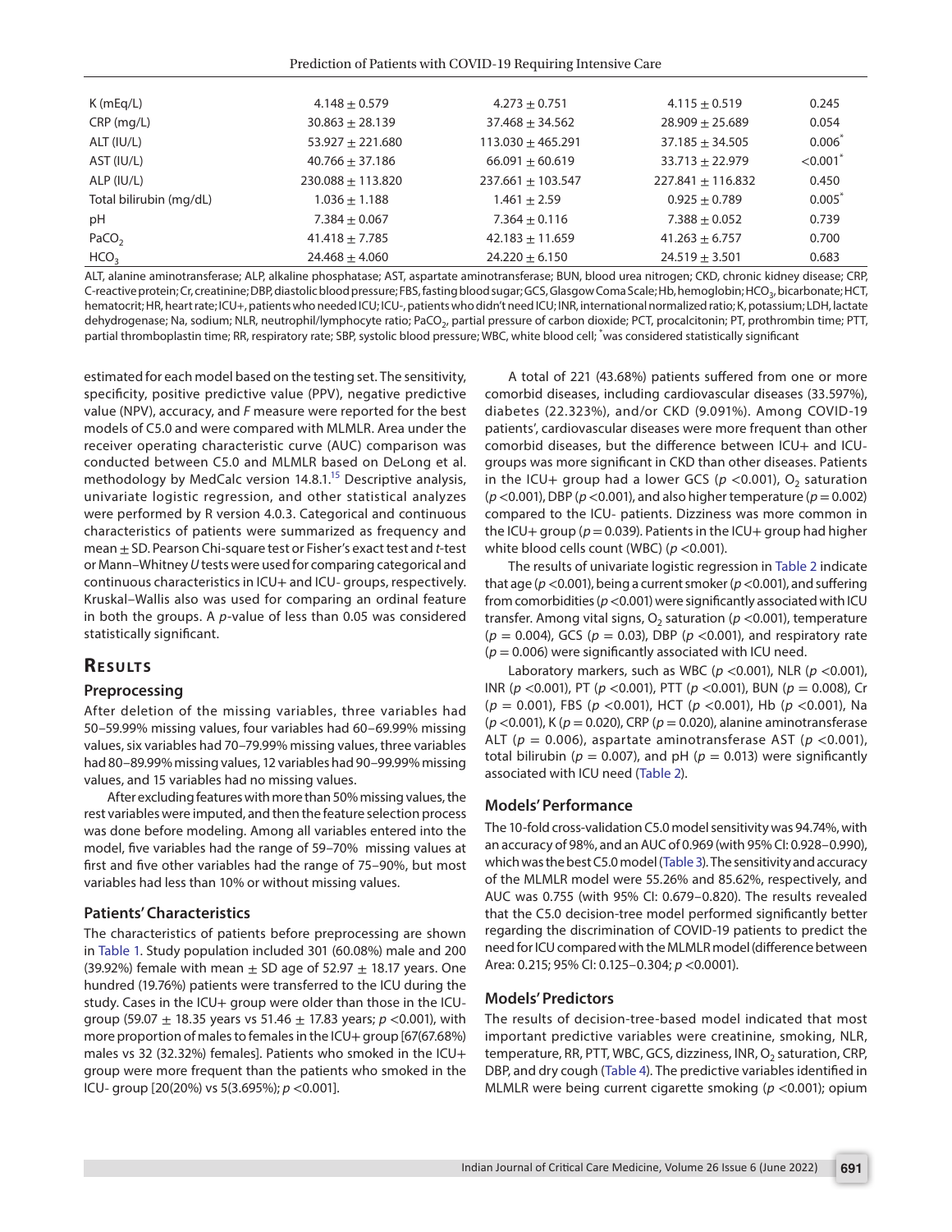| | | | | |
|---|---|---|---|---|
| K (mEq/L) | 4.148 ± 0.579 | 4.273 ± 0.751 | 4.115 ± 0.519 | 0.245 |
| CRP (mg/L) | 30.863 ± 28.139 | 37.468 ± 34.562 | 28.909 ± 25.689 | 0.054 |
| ALT (IU/L) | 53.927 ± 221.680 | 113.030 ± 465.291 | 37.185 ± 34.505 | 0.006* |
| AST (IU/L) | 40.766 ± 37.186 | 66.091 ± 60.619 | 33.713 ± 22.979 | <0.001* |
| ALP (IU/L) | 230.088 ± 113.820 | 237.661 ± 103.547 | 227.841 ± 116.832 | 0.450 |
| Total bilirubin (mg/dL) | 1.036 ± 1.188 | 1.461 ± 2.59 | 0.925 ± 0.789 | 0.005* |
| pH | 7.384 ± 0.067 | 7.364 ± 0.116 | 7.388 ± 0.052 | 0.739 |
| $PaCO_2$ | 41.418 ± 7.785 | 42.183 ± 11.659 | 41.263 ± 6.757 | 0.700 |
| $HCO_3$ | 24.468 ± 4.060 | 24.220 ± 6.150 | 24.519 ± 3.501 | 0.683 |

ALT, alanine aminotransferase; ALP, alkaline phosphatase; AST, aspartate aminotransferase; BUN, blood urea nitrogen; CKD, chronic kidney disease; CRP, C-reactive protein; Cr, creatinine; DBP, diastolic blood pressure; FBS, fasting blood sugar; GCS, Glasgow Coma Scale; Hb, hemoglobin; $HCO_3$, bicarbonate; HCT, hematocrit; HR, heart rate; ICU+, patients who needed ICU; ICU-, patients who didn't need ICU; INR, international normalized ratio; K, potassium; LDH, lactate dehydrogenase; Na, sodium; NLR, neutrophil/lymphocyte ratio; $PaCO_2$, partial pressure of carbon dioxide; PCT, procalcitonin; PT, prothrombin time; PTT, partial thromboplastin time; RR, respiratory rate; SBP, systolic blood pressure; WBC, white blood cell; *was considered statistically significant

estimated for each model based on the testing set. The sensitivity, specificity, positive predictive value (PPV), negative predictive value (NPV), accuracy, and *F* measure were reported for the best models of C5.0 and were compared with MLMLR. Area under the receiver operating characteristic curve (AUC) comparison was conducted between C5.0 and MLMLR based on DeLong et al. methodology by MedCalc version 14.8.1.[15] Descriptive analysis, univariate logistic regression, and other statistical analyzes were performed by R version 4.0.3. Categorical and continuous characteristics of patients were summarized as frequency and mean ± SD. Pearson Chi-square test or Fisher's exact test and *t*-test or Mann–Whitney *U* tests were used for comparing categorical and continuous characteristics in ICU+ and ICU- groups, respectively. Kruskal–Wallis also was used for comparing an ordinal feature in both the groups. A *p*-value of less than 0.05 was considered statistically significant.

## Results

### Preprocessing

After deletion of the missing variables, three variables had 50–59.99% missing values, four variables had 60–69.99% missing values, six variables had 70–79.99% missing values, three variables had 80–89.99% missing values, 12 variables had 90–99.99% missing values, and 15 variables had no missing values.

After excluding features with more than 50% missing values, the rest variables were imputed, and then the feature selection process was done before modeling. Among all variables entered into the model, five variables had the range of 59–70% missing values at first and five other variables had the range of 75–90%, but most variables had less than 10% or without missing values.

### Patients' Characteristics

The characteristics of patients before preprocessing are shown in Table 1. Study population included 301 (60.08%) male and 200 (39.92%) female with mean ± SD age of 52.97 ± 18.17 years. One hundred (19.76%) patients were transferred to the ICU during the study. Cases in the ICU+ group were older than those in the ICU- group (59.07 ± 18.35 years vs 51.46 ± 17.83 years; $p$ <0.001), with more proportion of males to females in the ICU+ group [67(67.68%) males vs 32 (32.32%) females]. Patients who smoked in the ICU+ group were more frequent than the patients who smoked in the ICU- group [20(20%) vs 5(3.695%); $p$ <0.001].

A total of 221 (43.68%) patients suffered from one or more comorbid diseases, including cardiovascular diseases (33.597%), diabetes (22.323%), and/or CKD (9.091%). Among COVID-19 patients', cardiovascular diseases were more frequent than other comorbid diseases, but the difference between ICU+ and ICU- groups was more significant in CKD than other diseases. Patients in the ICU+ group had a lower GCS ($p$ <0.001), $O_2$ saturation ($p$ <0.001), DBP ($p$ <0.001), and also higher temperature ($p$ = 0.002) compared to the ICU- patients. Dizziness was more common in the ICU+ group ($p$ = 0.039). Patients in the ICU+ group had higher white blood cells count (WBC) ($p$ <0.001).

The results of univariate logistic regression in Table 2 indicate that age ($p$ <0.001), being a current smoker ($p$ <0.001), and suffering from comorbidities ($p$ <0.001) were significantly associated with ICU transfer. Among vital signs, $O_2$ saturation ($p$ <0.001), temperature ($p$ = 0.004), GCS ($p$ = 0.03), DBP ($p$ <0.001), and respiratory rate ($p$ = 0.006) were significantly associated with ICU need.

Laboratory markers, such as WBC ($p$ <0.001), NLR ($p$ <0.001), INR ($p$ <0.001), PT ($p$ <0.001), PTT ($p$ <0.001), BUN ($p$ = 0.008), Cr ($p$ = 0.001), FBS ($p$ <0.001), HCT ($p$ <0.001), Hb ($p$ <0.001), Na ($p$ <0.001), K ($p$ = 0.020), CRP ($p$ = 0.020), alanine aminotransferase ALT ($p$ = 0.006), aspartate aminotransferase AST ($p$ <0.001), total bilirubin ($p$ = 0.007), and pH ($p$ = 0.013) were significantly associated with ICU need (Table 2).

### Models' Performance

The 10-fold cross-validation C5.0 model sensitivity was 94.74%, with an accuracy of 98%, and an AUC of 0.969 (with 95% CI: 0.928–0.990), which was the best C5.0 model (Table 3). The sensitivity and accuracy of the MLMLR model were 55.26% and 85.62%, respectively, and AUC was 0.755 (with 95% CI: 0.679–0.820). The results revealed that the C5.0 decision-tree model performed significantly better regarding the discrimination of COVID-19 patients to predict the need for ICU compared with the MLMLR model (difference between Area: 0.215; 95% CI: 0.125–0.304; $p$ <0.0001).

### Models' Predictors

The results of decision-tree-based model indicated that most important predictive variables were creatinine, smoking, NLR, temperature, RR, PTT, WBC, GCS, dizziness, INR, $O_2$ saturation, CRP, DBP, and dry cough (Table 4). The predictive variables identified in MLMLR were being current cigarette smoking ($p$ <0.001); opium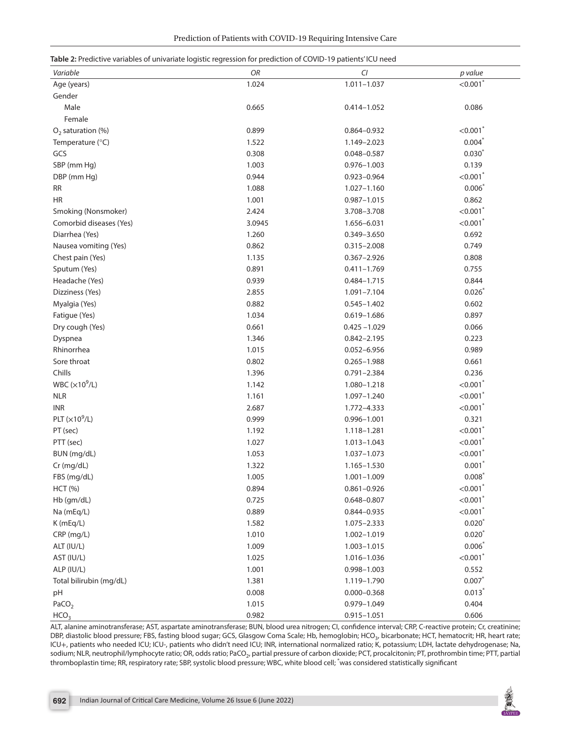**Table 2:** Predictive variables of univariate logistic regression for prediction of COVID-19 patients' ICU need

| *Variable* | *OR* | *CI* | *p value* |
|---|---|---|---|
| Age (years) | 1.024 | 1.011–1.037 | <0.001* |
| Gender | | | |
| Male | 0.665 | 0.414–1.052 | 0.086 |
| Female | | | |
| $O_2$ saturation (%) | 0.899 | 0.864–0.932 | <0.001* |
| Temperature (°C) | 1.522 | 1.149–2.023 | 0.004* |
| GCS | 0.308 | 0.048–0.587 | 0.030* |
| SBP (mm Hg) | 1.003 | 0.976–1.003 | 0.139 |
| DBP (mm Hg) | 0.944 | 0.923–0.964 | <0.001* |
| RR | 1.088 | 1.027–1.160 | 0.006* |
| HR | 1.001 | 0.987–1.015 | 0.862 |
| Smoking (Nonsmoker) | 2.424 | 3.708–3.708 | <0.001* |
| Comorbid diseases (Yes) | 3.0945 | 1.656–6.031 | <0.001* |
| Diarrhea (Yes) | 1.260 | 0.349–3.650 | 0.692 |
| Nausea vomiting (Yes) | 0.862 | 0.315–2.008 | 0.749 |
| Chest pain (Yes) | 1.135 | 0.367–2.926 | 0.808 |
| Sputum (Yes) | 0.891 | 0.411–1.769 | 0.755 |
| Headache (Yes) | 0.939 | 0.484–1.715 | 0.844 |
| Dizziness (Yes) | 2.855 | 1.091–7.104 | 0.026* |
| Myalgia (Yes) | 0.882 | 0.545–1.402 | 0.602 |
| Fatigue (Yes) | 1.034 | 0.619–1.686 | 0.897 |
| Dry cough (Yes) | 0.661 | 0.425 –1.029 | 0.066 |
| Dyspnea | 1.346 | 0.842–2.195 | 0.223 |
| Rhinorrhea | 1.015 | 0.052–6.956 | 0.989 |
| Sore throat | 0.802 | 0.265–1.988 | 0.661 |
| Chills | 1.396 | 0.791–2.384 | 0.236 |
| WBC ($\times 10^9$/L) | 1.142 | 1.080–1.218 | <0.001* |
| NLR | 1.161 | 1.097–1.240 | <0.001* |
| INR | 2.687 | 1.772–4.333 | <0.001* |
| PLT ($\times 10^9$/L) | 0.999 | 0.996–1.001 | 0.321 |
| PT (sec) | 1.192 | 1.118–1.281 | <0.001* |
| PTT (sec) | 1.027 | 1.013–1.043 | <0.001* |
| BUN (mg/dL) | 1.053 | 1.037–1.073 | <0.001* |
| Cr (mg/dL) | 1.322 | 1.165–1.530 | 0.001* |
| FBS (mg/dL) | 1.005 | 1.001–1.009 | 0.008* |
| HCT (%) | 0.894 | 0.861–0.926 | <0.001* |
| Hb (gm/dL) | 0.725 | 0.648–0.807 | <0.001* |
| Na (mEq/L) | 0.889 | 0.844–0.935 | <0.001* |
| K (mEq/L) | 1.582 | 1.075–2.333 | 0.020* |
| CRP (mg/L) | 1.010 | 1.002–1.019 | 0.020* |
| ALT (IU/L) | 1.009 | 1.003–1.015 | 0.006* |
| AST (IU/L) | 1.025 | 1.016–1.036 | <0.001* |
| ALP (IU/L) | 1.001 | 0.998–1.003 | 0.552 |
| Total bilirubin (mg/dL) | 1.381 | 1.119–1.790 | 0.007* |
| pH | 0.008 | 0.000–0.368 | 0.013* |
| $PaCO_2$ | 1.015 | 0.979–1.049 | 0.404 |
| $HCO_3$ | 0.982 | 0.915–1.051 | 0.606 |

ALT, alanine aminotransferase; AST, aspartate aminotransferase; BUN, blood urea nitrogen; CI, confidence interval; CRP, C-reactive protein; Cr, creatinine; DBP, diastolic blood pressure; FBS, fasting blood sugar; GCS, Glasgow Coma Scale; Hb, hemoglobin; $HCO_3$, bicarbonate; HCT, hematocrit; HR, heart rate; ICU+, patients who needed ICU; ICU-, patients who didn't need ICU; INR, international normalized ratio; K, potassium; LDH, lactate dehydrogenase; Na, sodium; NLR, neutrophil/lymphocyte ratio; OR, odds ratio; $PaCO_2$, partial pressure of carbon dioxide; PCT, procalcitonin; PT, prothrombin time; PTT, partial thromboplastin time; RR, respiratory rate; SBP, systolic blood pressure; WBC, white blood cell; *was considered statistically significant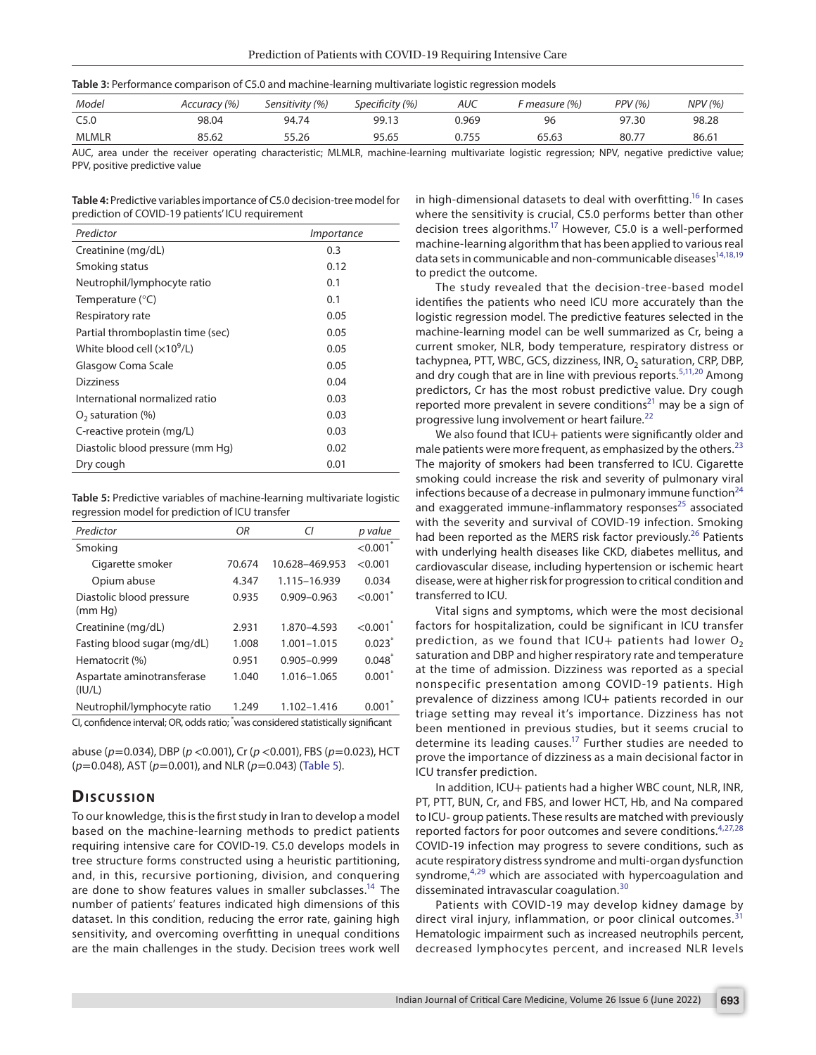**Table 3:** Performance comparison of C5.0 and machine-learning multivariate logistic regression models

| Model | Accuracy (%) | Sensitivity (%) | Specificity (%) | AUC | F measure (%) | PPV (%) | NPV (%) |
|---|---|---|---|---|---|---|---|
| C5.0 | 98.04 | 94.74 | 99.13 | 0.969 | 96 | 97.30 | 98.28 |
| MLMLR | 85.62 | 55.26 | 95.65 | 0.755 | 65.63 | 80.77 | 86.61 |

AUC, area under the receiver operating characteristic; MLMLR, machine-learning multivariate logistic regression; NPV, negative predictive value; PPV, positive predictive value

**Table 4:** Predictive variables importance of C5.0 decision-tree model for prediction of COVID-19 patients' ICU requirement

| Predictor | Importance |
|---|---|
| Creatinine (mg/dL) | 0.3 |
| Smoking status | 0.12 |
| Neutrophil/lymphocyte ratio | 0.1 |
| Temperature (°C) | 0.1 |
| Respiratory rate | 0.05 |
| Partial thromboplastin time (sec) | 0.05 |
| White blood cell ($\times 10^9$/L) | 0.05 |
| Glasgow Coma Scale | 0.05 |
| Dizziness | 0.04 |
| International normalized ratio | 0.03 |
| $O_2$ saturation (%) | 0.03 |
| C-reactive protein (mg/L) | 0.03 |
| Diastolic blood pressure (mm Hg) | 0.02 |
| Dry cough | 0.01 |

**Table 5:** Predictive variables of machine-learning multivariate logistic regression model for prediction of ICU transfer

| Predictor | OR | CI | p value |
|---|---|---|---|
| Smoking | | | <0.001* |
| Cigarette smoker | 70.674 | 10.628–469.953 | <0.001 |
| Opium abuse | 4.347 | 1.115–16.939 | 0.034 |
| Diastolic blood pressure (mm Hg) | 0.935 | 0.909–0.963 | <0.001* |
| Creatinine (mg/dL) | 2.931 | 1.870–4.593 | <0.001* |
| Fasting blood sugar (mg/dL) | 1.008 | 1.001–1.015 | 0.023* |
| Hematocrit (%) | 0.951 | 0.905–0.999 | 0.048* |
| Aspartate aminotransferase (IU/L) | 1.040 | 1.016–1.065 | 0.001* |
| Neutrophil/lymphocyte ratio | 1.249 | 1.102–1.416 | 0.001* |

CI, confidence interval; OR, odds ratio; *was considered statistically significant

abuse ($p=0.034$), DBP ($p<0.001$), Cr ($p<0.001$), FBS ($p=0.023$), HCT ($p=0.048$), AST ($p=0.001$), and NLR ($p=0.043$) (Table 5).

## Discussion

To our knowledge, this is the first study in Iran to develop a model based on the machine-learning methods to predict patients requiring intensive care for COVID-19. C5.0 develops models in tree structure forms constructed using a heuristic partitioning, and, in this, recursive portioning, division, and conquering are done to show features values in smaller subclasses.[14] The number of patients' features indicated high dimensions of this dataset. In this condition, reducing the error rate, gaining high sensitivity, and overcoming overfitting in unequal conditions are the main challenges in the study. Decision trees work well in high-dimensional datasets to deal with overfitting.[16] In cases where the sensitivity is crucial, C5.0 performs better than other decision trees algorithms.[17] However, C5.0 is a well-performed machine-learning algorithm that has been applied to various real data sets in communicable and non-communicable diseases[14,18,19] to predict the outcome.

The study revealed that the decision-tree-based model identifies the patients who need ICU more accurately than the logistic regression model. The predictive features selected in the machine-learning model can be well summarized as Cr, being a current smoker, NLR, body temperature, respiratory distress or tachypnea, PTT, WBC, GCS, dizziness, INR, $O_2$ saturation, CRP, DBP, and dry cough that are in line with previous reports.[5,11,20] Among predictors, Cr has the most robust predictive value. Dry cough reported more prevalent in severe conditions[21] may be a sign of progressive lung involvement or heart failure.[22]

We also found that ICU+ patients were significantly older and male patients were more frequent, as emphasized by the others.[23] The majority of smokers had been transferred to ICU. Cigarette smoking could increase the risk and severity of pulmonary viral infections because of a decrease in pulmonary immune function[24] and exaggerated immune-inflammatory responses[25] associated with the severity and survival of COVID-19 infection. Smoking had been reported as the MERS risk factor previously.[26] Patients with underlying health diseases like CKD, diabetes mellitus, and cardiovascular disease, including hypertension or ischemic heart disease, were at higher risk for progression to critical condition and transferred to ICU.

Vital signs and symptoms, which were the most decisional factors for hospitalization, could be significant in ICU transfer prediction, as we found that ICU+ patients had lower $O_2$ saturation and DBP and higher respiratory rate and temperature at the time of admission. Dizziness was reported as a special nonspecific presentation among COVID-19 patients. High prevalence of dizziness among ICU+ patients recorded in our triage setting may reveal it's importance. Dizziness has not been mentioned in previous studies, but it seems crucial to determine its leading causes.[17] Further studies are needed to prove the importance of dizziness as a main decisional factor in ICU transfer prediction.

In addition, ICU+ patients had a higher WBC count, NLR, INR, PT, PTT, BUN, Cr, and FBS, and lower HCT, Hb, and Na compared to ICU- group patients. These results are matched with previously reported factors for poor outcomes and severe conditions.[4,27,28] COVID-19 infection may progress to severe conditions, such as acute respiratory distress syndrome and multi-organ dysfunction syndrome,[4,29] which are associated with hypercoagulation and disseminated intravascular coagulation.[30]

Patients with COVID-19 may develop kidney damage by direct viral injury, inflammation, or poor clinical outcomes.[31] Hematologic impairment such as increased neutrophils percent, decreased lymphocytes percent, and increased NLR levels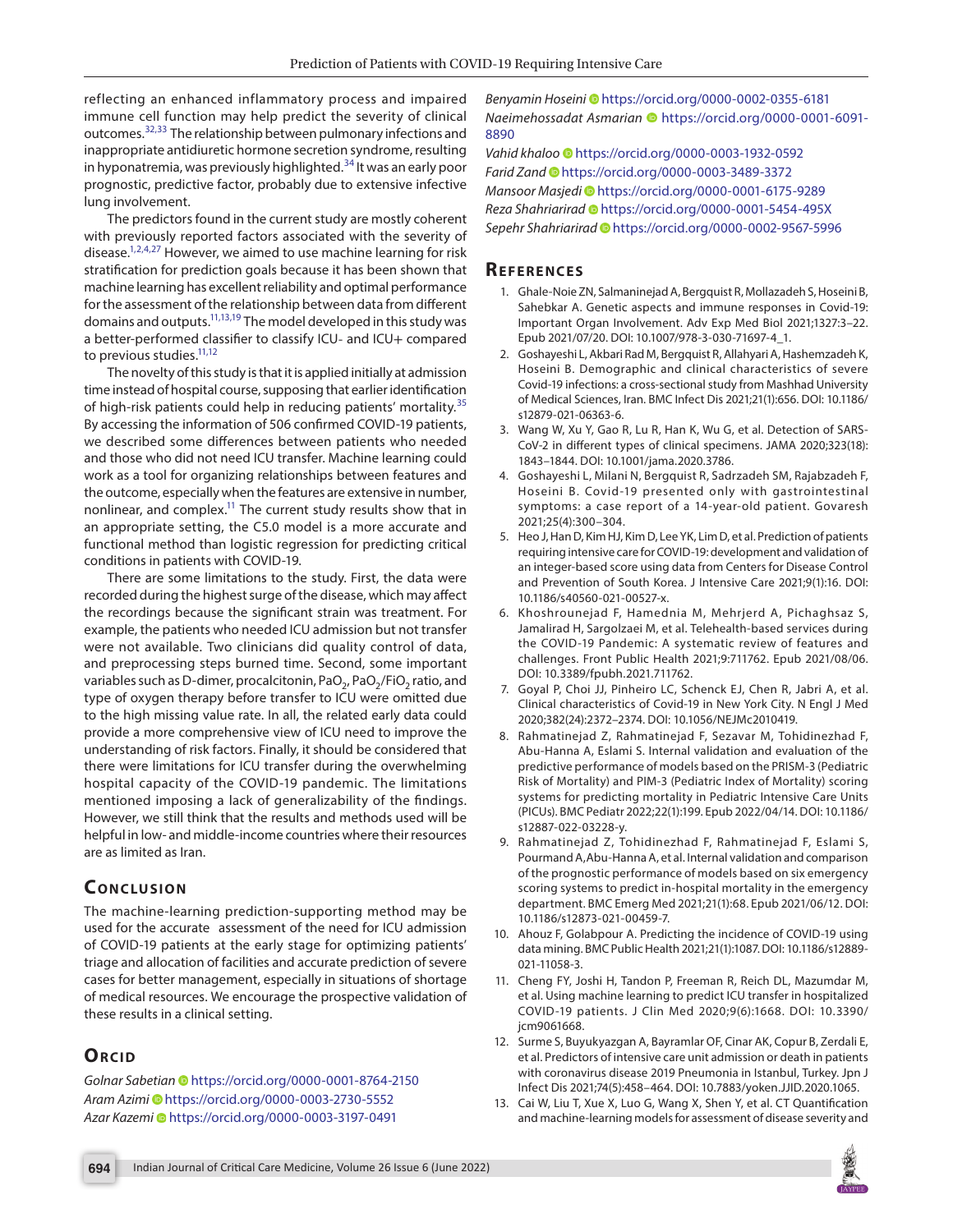reflecting an enhanced inflammatory process and impaired immune cell function may help predict the severity of clinical outcomes.[32,33] The relationship between pulmonary infections and inappropriate antidiuretic hormone secretion syndrome, resulting in hyponatremia, was previously highlighted.[34] It was an early poor prognostic, predictive factor, probably due to extensive infective lung involvement.

The predictors found in the current study are mostly coherent with previously reported factors associated with the severity of disease.[1,2,4,27] However, we aimed to use machine learning for risk stratification for prediction goals because it has been shown that machine learning has excellent reliability and optimal performance for the assessment of the relationship between data from different domains and outputs.[11,13,19] The model developed in this study was a better-performed classifier to classify ICU- and ICU+ compared to previous studies.[11,12]

The novelty of this study is that it is applied initially at admission time instead of hospital course, supposing that earlier identification of high-risk patients could help in reducing patients' mortality.[35] By accessing the information of 506 confirmed COVID-19 patients, we described some differences between patients who needed and those who did not need ICU transfer. Machine learning could work as a tool for organizing relationships between features and the outcome, especially when the features are extensive in number, nonlinear, and complex.[11] The current study results show that in an appropriate setting, the C5.0 model is a more accurate and functional method than logistic regression for predicting critical conditions in patients with COVID-19.

There are some limitations to the study. First, the data were recorded during the highest surge of the disease, which may affect the recordings because the significant strain was treatment. For example, the patients who needed ICU admission but not transfer were not available. Two clinicians did quality control of data, and preprocessing steps burned time. Second, some important variables such as D-dimer, procalcitonin, $PaO_2$, $PaO_2/FiO_2$ ratio, and type of oxygen therapy before transfer to ICU were omitted due to the high missing value rate. In all, the related early data could provide a more comprehensive view of ICU need to improve the understanding of risk factors. Finally, it should be considered that there were limitations for ICU transfer during the overwhelming hospital capacity of the COVID-19 pandemic. The limitations mentioned imposing a lack of generalizability of the findings. However, we still think that the results and methods used will be helpful in low- and middle-income countries where their resources are as limited as Iran.

## Conclusion

The machine-learning prediction-supporting method may be used for the accurate assessment of the need for ICU admission of COVID-19 patients at the early stage for optimizing patients' triage and allocation of facilities and accurate prediction of severe cases for better management, especially in situations of shortage of medical resources. We encourage the prospective validation of these results in a clinical setting.

## Orcid

*Golnar Sabetian* https://orcid.org/0000-0001-8764-2150
*Aram Azimi* https://orcid.org/0000-0003-2730-5552
*Azar Kazemi* https://orcid.org/0000-0003-3197-0491
*Benyamin Hoseini* https://orcid.org/0000-0002-0355-6181
*Naeimehossadat Asmarian* https://orcid.org/0000-0001-6091-8890
*Vahid khaloo* https://orcid.org/0000-0003-1932-0592
*Farid Zand* https://orcid.org/0000-0003-3489-3372
*Mansoor Masjedi* https://orcid.org/0000-0001-6175-9289
*Reza Shahriarirad* https://orcid.org/0000-0001-5454-495X
*Sepehr Shahriarirad* https://orcid.org/0000-0002-9567-5996

## References

1. Ghale-Noie ZN, Salmaninejad A, Bergquist R, Mollazadeh S, Hoseini B, Sahebkar A. Genetic aspects and immune responses in Covid-19: Important Organ Involvement. Adv Exp Med Biol 2021;1327:3–22. Epub 2021/07/20. DOI: 10.1007/978-3-030-71697-4_1.
2. Goshayeshi L, Akbari Rad M, Bergquist R, Allahyari A, Hashemzadeh K, Hoseini B. Demographic and clinical characteristics of severe Covid-19 infections: a cross-sectional study from Mashhad University of Medical Sciences, Iran. BMC Infect Dis 2021;21(1):656. DOI: 10.1186/s12879-021-06363-6.
3. Wang W, Xu Y, Gao R, Lu R, Han K, Wu G, et al. Detection of SARS-CoV-2 in different types of clinical specimens. JAMA 2020;323(18): 1843–1844. DOI: 10.1001/jama.2020.3786.
4. Goshayeshi L, Milani N, Bergquist R, Sadrzadeh SM, Rajabzadeh F, Hoseini B. Covid-19 presented only with gastrointestinal symptoms: a case report of a 14-year-old patient. Govaresh 2021;25(4):300–304.
5. Heo J, Han D, Kim HJ, Kim D, Lee YK, Lim D, et al. Prediction of patients requiring intensive care for COVID-19: development and validation of an integer-based score using data from Centers for Disease Control and Prevention of South Korea. J Intensive Care 2021;9(1):16. DOI: 10.1186/s40560-021-00527-x.
6. Khoshrounejad F, Hamednia M, Mehrjerd A, Pichaghsaz S, Jamalirad H, Sargolzaei M, et al. Telehealth-based services during the COVID-19 Pandemic: A systematic review of features and challenges. Front Public Health 2021;9:711762. Epub 2021/08/06. DOI: 10.3389/fpubh.2021.711762.
7. Goyal P, Choi JJ, Pinheiro LC, Schenck EJ, Chen R, Jabri A, et al. Clinical characteristics of Covid-19 in New York City. N Engl J Med 2020;382(24):2372–2374. DOI: 10.1056/NEJMc2010419.
8. Rahmatinejad Z, Rahmatinejad F, Sezavar M, Tohidinezhad F, Abu-Hanna A, Eslami S. Internal validation and evaluation of the predictive performance of models based on the PRISM-3 (Pediatric Risk of Mortality) and PIM-3 (Pediatric Index of Mortality) scoring systems for predicting mortality in Pediatric Intensive Care Units (PICUs). BMC Pediatr 2022;22(1):199. Epub 2022/04/14. DOI: 10.1186/s12887-022-03228-y.
9. Rahmatinejad Z, Tohidinezhad F, Rahmatinejad F, Eslami S, Pourmand A, Abu-Hanna A, et al. Internal validation and comparison of the prognostic performance of models based on six emergency scoring systems to predict in-hospital mortality in the emergency department. BMC Emerg Med 2021;21(1):68. Epub 2021/06/12. DOI: 10.1186/s12873-021-00459-7.
10. Ahouz F, Golabpour A. Predicting the incidence of COVID-19 using data mining. BMC Public Health 2021;21(1):1087. DOI: 10.1186/s12889-021-11058-3.
11. Cheng FY, Joshi H, Tandon P, Freeman R, Reich DL, Mazumdar M, et al. Using machine learning to predict ICU transfer in hospitalized COVID-19 patients. J Clin Med 2020;9(6):1668. DOI: 10.3390/jcm9061668.
12. Surme S, Buyukyazgan A, Bayramlar OF, Cinar AK, Copur B, Zerdali E, et al. Predictors of intensive care unit admission or death in patients with coronavirus disease 2019 Pneumonia in Istanbul, Turkey. Jpn J Infect Dis 2021;74(5):458–464. DOI: 10.7883/yoken.JJID.2020.1065.
13. Cai W, Liu T, Xue X, Luo G, Wang X, Shen Y, et al. CT Quantification and machine-learning models for assessment of disease severity and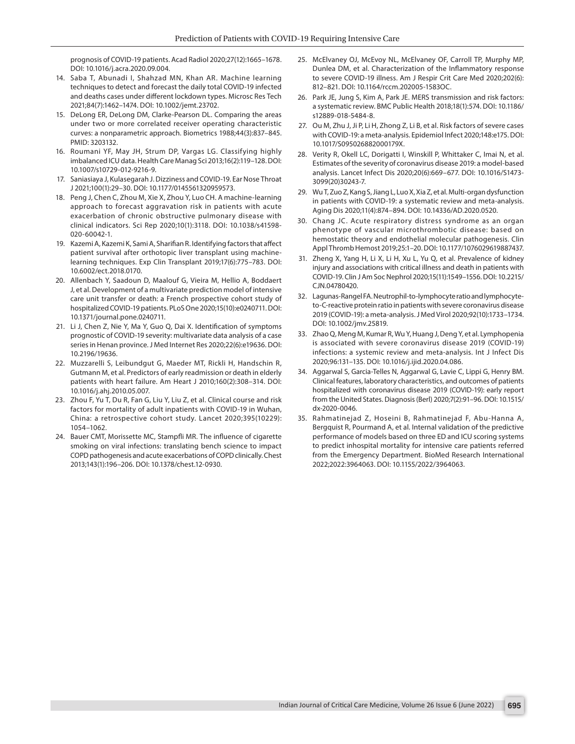prognosis of COVID-19 patients. Acad Radiol 2020;27(12):1665–1678. DOI: 10.1016/j.acra.2020.09.004.

14. Saba T, Abunadi I, Shahzad MN, Khan AR. Machine learning techniques to detect and forecast the daily total COVID-19 infected and deaths cases under different lockdown types. Microsc Res Tech 2021;84(7):1462–1474. DOI: 10.1002/jemt.23702.
15. DeLong ER, DeLong DM, Clarke-Pearson DL. Comparing the areas under two or more correlated receiver operating characteristic curves: a nonparametric approach. Biometrics 1988;44(3):837–845. PMID: 3203132.
16. Roumani YF, May JH, Strum DP, Vargas LG. Classifying highly imbalanced ICU data. Health Care Manag Sci 2013;16(2):119–128. DOI: 10.1007/s10729-012-9216-9.
17. Saniasiaya J, Kulasegarah J. Dizziness and COVID-19. Ear Nose Throat J 2021;100(1):29–30. DOI: 10.1177/0145561320959573.
18. Peng J, Chen C, Zhou M, Xie X, Zhou Y, Luo CH. A machine-learning approach to forecast aggravation risk in patients with acute exacerbation of chronic obstructive pulmonary disease with clinical indicators. Sci Rep 2020;10(1):3118. DOI: 10.1038/s41598-020-60042-1.
19. Kazemi A, Kazemi K, Sami A, Sharifian R. Identifying factors that affect patient survival after orthotopic liver transplant using machine-learning techniques. Exp Clin Transplant 2019;17(6):775–783. DOI: 10.6002/ect.2018.0170.
20. Allenbach Y, Saadoun D, Maalouf G, Vieira M, Hellio A, Boddaert J, et al. Development of a multivariate prediction model of intensive care unit transfer or death: a French prospective cohort study of hospitalized COVID-19 patients. PLoS One 2020;15(10):e0240711. DOI: 10.1371/journal.pone.0240711.
21. Li J, Chen Z, Nie Y, Ma Y, Guo Q, Dai X. Identification of symptoms prognostic of COVID-19 severity: multivariate data analysis of a case series in Henan province. J Med Internet Res 2020;22(6):e19636. DOI: 10.2196/19636.
22. Muzzarelli S, Leibundgut G, Maeder MT, Rickli H, Handschin R, Gutmann M, et al. Predictors of early readmission or death in elderly patients with heart failure. Am Heart J 2010;160(2):308–314. DOI: 10.1016/j.ahj.2010.05.007.
23. Zhou F, Yu T, Du R, Fan G, Liu Y, Liu Z, et al. Clinical course and risk factors for mortality of adult inpatients with COVID-19 in Wuhan, China: a retrospective cohort study. Lancet 2020;395(10229): 1054–1062.
24. Bauer CMT, Morissette MC, Stampfli MR. The influence of cigarette smoking on viral infections: translating bench science to impact COPD pathogenesis and acute exacerbations of COPD clinically. Chest 2013;143(1):196–206. DOI: 10.1378/chest.12-0930.
25. McElvaney OJ, McEvoy NL, McElvaney OF, Carroll TP, Murphy MP, Dunlea DM, et al. Characterization of the Inflammatory response to severe COVID-19 illness. Am J Respir Crit Care Med 2020;202(6): 812–821. DOI: 10.1164/rccm.202005-1583OC.
26. Park JE, Jung S, Kim A, Park JE. MERS transmission and risk factors: a systematic review. BMC Public Health 2018;18(1):574. DOI: 10.1186/s12889-018-5484-8.
27. Ou M, Zhu J, Ji P, Li H, Zhong Z, Li B, et al. Risk factors of severe cases with COVID-19: a meta-analysis. Epidemiol Infect 2020;148:e175. DOI: 10.1017/S095026882000179X.
28. Verity R, Okell LC, Dorigatti I, Winskill P, Whittaker C, Imai N, et al. Estimates of the severity of coronavirus disease 2019: a model-based analysis. Lancet Infect Dis 2020;20(6):669–677. DOI: 10.1016/S1473-3099(20)30243-7.
29. Wu T, Zuo Z, Kang S, Jiang L, Luo X, Xia Z, et al. Multi-organ dysfunction in patients with COVID-19: a systematic review and meta-analysis. Aging Dis 2020;11(4):874–894. DOI: 10.14336/AD.2020.0520.
30. Chang JC. Acute respiratory distress syndrome as an organ phenotype of vascular microthrombotic disease: based on hemostatic theory and endothelial molecular pathogenesis. Clin Appl Thromb Hemost 2019;25:1–20. DOI: 10.1177/1076029619887437.
31. Zheng X, Yang H, Li X, Li H, Xu L, Yu Q, et al. Prevalence of kidney injury and associations with critical illness and death in patients with COVID-19. Clin J Am Soc Nephrol 2020;15(11):1549–1556. DOI: 10.2215/CJN.04780420.
32. Lagunas-Rangel FA. Neutrophil-to-lymphocyte ratio and lymphocyte-to-C-reactive protein ratio in patients with severe coronavirus disease 2019 (COVID-19): a meta-analysis. J Med Virol 2020;92(10):1733–1734. DOI: 10.1002/jmv.25819.
33. Zhao Q, Meng M, Kumar R, Wu Y, Huang J, Deng Y, et al. Lymphopenia is associated with severe coronavirus disease 2019 (COVID-19) infections: a systemic review and meta-analysis. Int J Infect Dis 2020;96:131–135. DOI: 10.1016/j.ijid.2020.04.086.
34. Aggarwal S, Garcia-Telles N, Aggarwal G, Lavie C, Lippi G, Henry BM. Clinical features, laboratory characteristics, and outcomes of patients hospitalized with coronavirus disease 2019 (COVID-19): early report from the United States. Diagnosis (Berl) 2020;7(2):91–96. DOI: 10.1515/dx-2020-0046.
35. Rahmatinejad Z, Hoseini B, Rahmatinejad F, Abu-Hanna A, Bergquist R, Pourmand A, et al. Internal validation of the predictive performance of models based on three ED and ICU scoring systems to predict inhospital mortality for intensive care patients referred from the Emergency Department. BioMed Research International 2022;2022:3964063. DOI: 10.1155/2022/3964063.